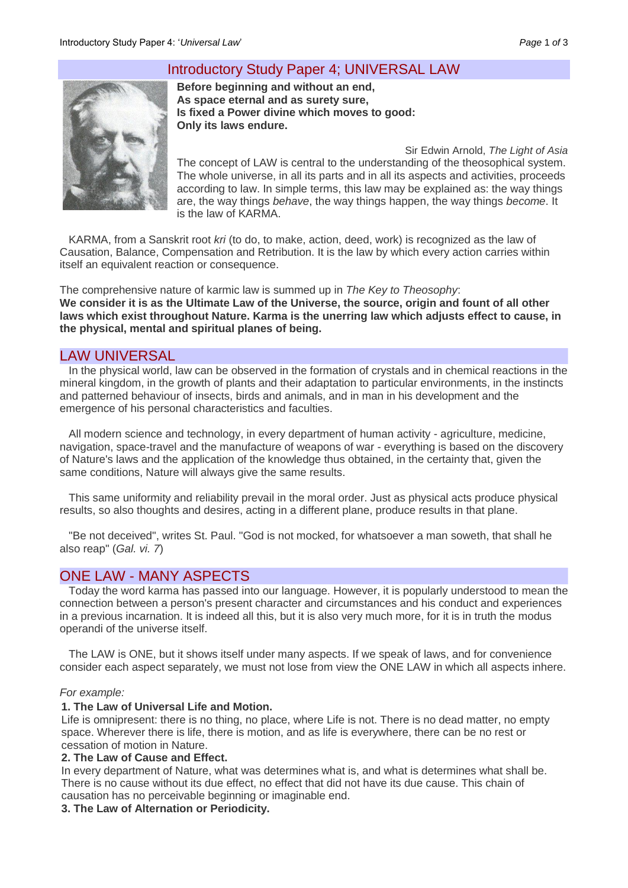# Introductory Study Paper 4; UNIVERSAL LAW

**Before beginning and without an end,**
**As space eternal and as surety sure,**
**Is fixed a Power divine which moves to good:**
**Only its laws endure.**

Sir Edwin Arnold, *The Light of Asia*

The concept of LAW is central to the understanding of the theosophical system. The whole universe, in all its parts and in all its aspects and activities, proceeds according to law. In simple terms, this law may be explained as: the way things are, the way things *behave*, the way things happen, the way things *become*. It is the law of KARMA.

KARMA, from a Sanskrit root *kri* (to do, to make, action, deed, work) is recognized as the law of Causation, Balance, Compensation and Retribution. It is the law by which every action carries within itself an equivalent reaction or consequence.

The comprehensive nature of karmic law is summed up in *The Key to Theosophy*:
**We consider it is as the Ultimate Law of the Universe, the source, origin and fount of all other laws which exist throughout Nature. Karma is the unerring law which adjusts effect to cause, in the physical, mental and spiritual planes of being.**

## LAW UNIVERSAL

In the physical world, law can be observed in the formation of crystals and in chemical reactions in the mineral kingdom, in the growth of plants and their adaptation to particular environments, in the instincts and patterned behaviour of insects, birds and animals, and in man in his development and the emergence of his personal characteristics and faculties.

All modern science and technology, in every department of human activity - agriculture, medicine, navigation, space-travel and the manufacture of weapons of war - everything is based on the discovery of Nature's laws and the application of the knowledge thus obtained, in the certainty that, given the same conditions, Nature will always give the same results.

This same uniformity and reliability prevail in the moral order. Just as physical acts produce physical results, so also thoughts and desires, acting in a different plane, produce results in that plane.

"Be not deceived", writes St. Paul. "God is not mocked, for whatsoever a man soweth, that shall he also reap" (*Gal. vi. 7*)

## ONE LAW - MANY ASPECTS

Today the word karma has passed into our language. However, it is popularly understood to mean the connection between a person's present character and circumstances and his conduct and experiences in a previous incarnation. It is indeed all this, but it is also very much more, for it is in truth the modus operandi of the universe itself.

The LAW is ONE, but it shows itself under many aspects. If we speak of laws, and for convenience consider each aspect separately, we must not lose from view the ONE LAW in which all aspects inhere.

*For example:*

**1. The Law of Universal Life and Motion.**
Life is omnipresent: there is no thing, no place, where Life is not. There is no dead matter, no empty space. Wherever there is life, there is motion, and as life is everywhere, there can be no rest or cessation of motion in Nature.

**2. The Law of Cause and Effect.**
In every department of Nature, what was determines what is, and what is determines what shall be. There is no cause without its due effect, no effect that did not have its due cause. This chain of causation has no perceivable beginning or imaginable end.

**3. The Law of Alternation or Periodicity.**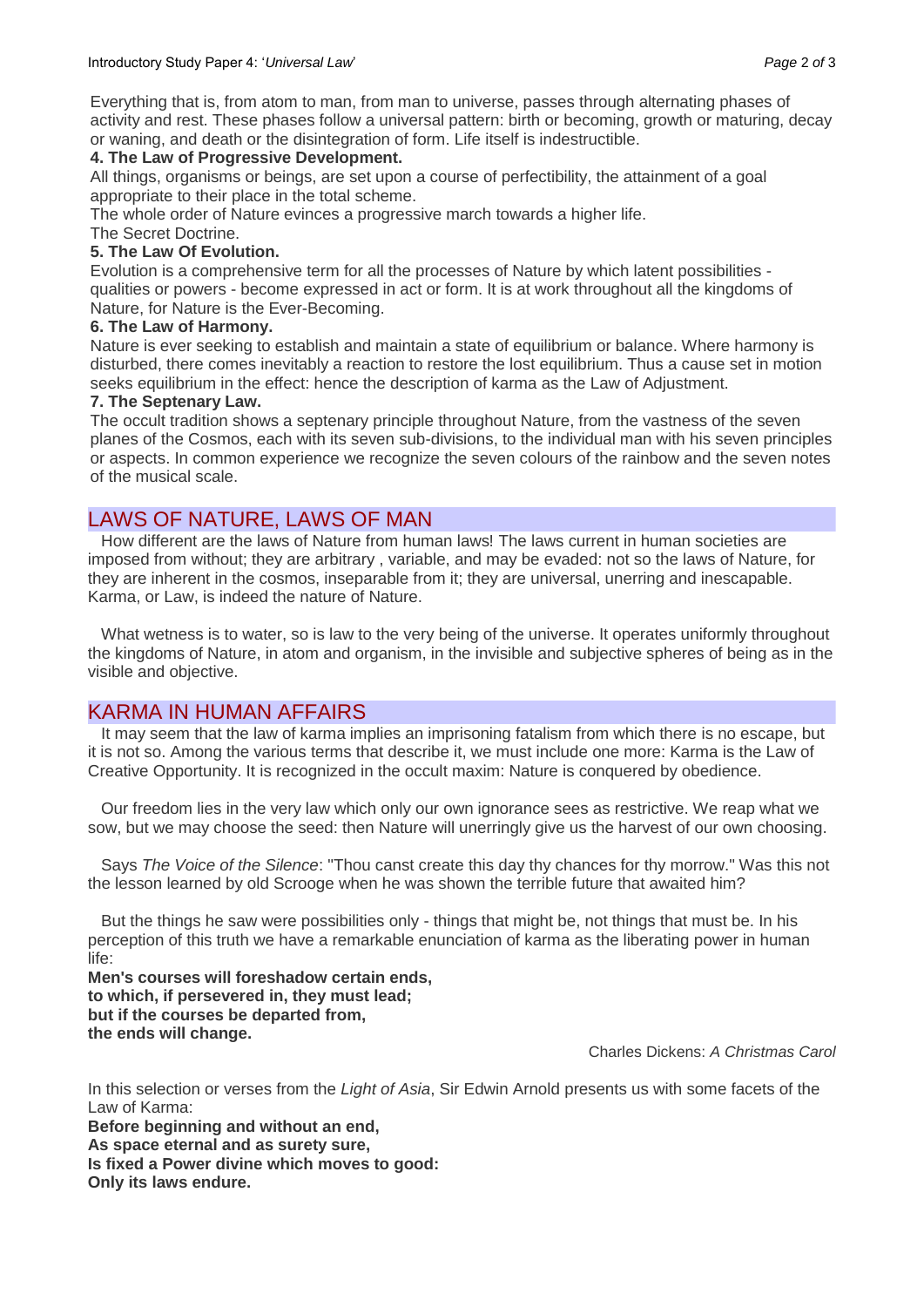Everything that is, from atom to man, from man to universe, passes through alternating phases of activity and rest. These phases follow a universal pattern: birth or becoming, growth or maturing, decay or waning, and death or the disintegration of form. Life itself is indestructible.

**4. The Law of Progressive Development.**

All things, organisms or beings, are set upon a course of perfectibility, the attainment of a goal appropriate to their place in the total scheme.

The whole order of Nature evinces a progressive march towards a higher life.

The Secret Doctrine.

**5. The Law Of Evolution.**

Evolution is a comprehensive term for all the processes of Nature by which latent possibilities - qualities or powers - become expressed in act or form. It is at work throughout all the kingdoms of Nature, for Nature is the Ever-Becoming.

**6. The Law of Harmony.**

Nature is ever seeking to establish and maintain a state of equilibrium or balance. Where harmony is disturbed, there comes inevitably a reaction to restore the lost equilibrium. Thus a cause set in motion seeks equilibrium in the effect: hence the description of karma as the Law of Adjustment.

**7. The Septenary Law.**

The occult tradition shows a septenary principle throughout Nature, from the vastness of the seven planes of the Cosmos, each with its seven sub-divisions, to the individual man with his seven principles or aspects. In common experience we recognize the seven colours of the rainbow and the seven notes of the musical scale.

## LAWS OF NATURE, LAWS OF MAN

How different are the laws of Nature from human laws! The laws current in human societies are imposed from without; they are arbitrary , variable, and may be evaded: not so the laws of Nature, for they are inherent in the cosmos, inseparable from it; they are universal, unerring and inescapable. Karma, or Law, is indeed the nature of Nature.

What wetness is to water, so is law to the very being of the universe. It operates uniformly throughout the kingdoms of Nature, in atom and organism, in the invisible and subjective spheres of being as in the visible and objective.

## KARMA IN HUMAN AFFAIRS

It may seem that the law of karma implies an imprisoning fatalism from which there is no escape, but it is not so. Among the various terms that describe it, we must include one more: Karma is the Law of Creative Opportunity. It is recognized in the occult maxim: Nature is conquered by obedience.

Our freedom lies in the very law which only our own ignorance sees as restrictive. We reap what we sow, but we may choose the seed: then Nature will unerringly give us the harvest of our own choosing.

Says *The Voice of the Silence*: "Thou canst create this day thy chances for thy morrow." Was this not the lesson learned by old Scrooge when he was shown the terrible future that awaited him?

But the things he saw were possibilities only - things that might be, not things that must be. In his perception of this truth we have a remarkable enunciation of karma as the liberating power in human life:

**Men's courses will foreshadow certain ends,**
**to which, if persevered in, they must lead;**
**but if the courses be departed from,**
**the ends will change.**

Charles Dickens: *A Christmas Carol*

In this selection or verses from the *Light of Asia*, Sir Edwin Arnold presents us with some facets of the Law of Karma:

**Before beginning and without an end,**
**As space eternal and as surety sure,**
**Is fixed a Power divine which moves to good:**
**Only its laws endure.**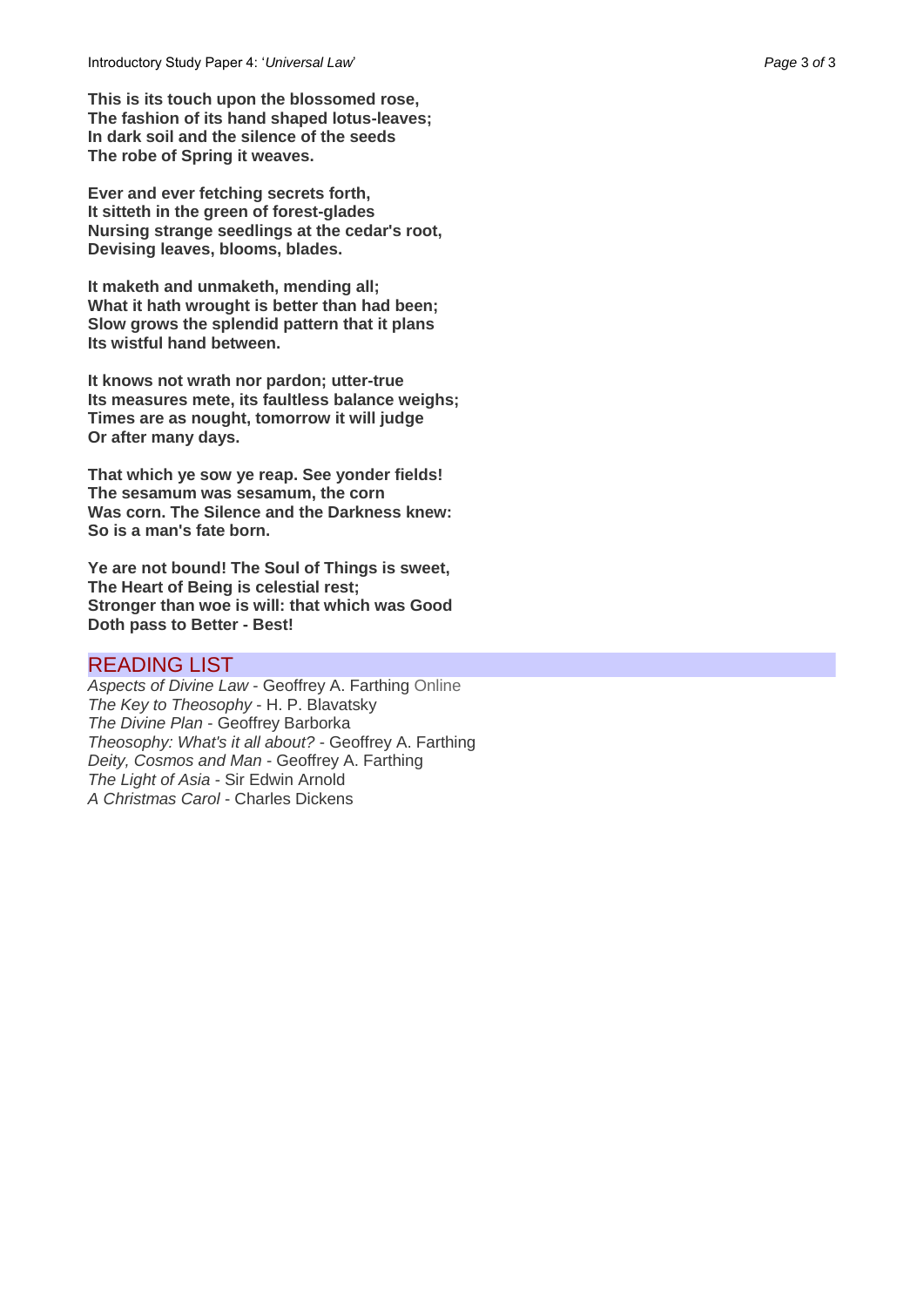**This is its touch upon the blossomed rose,**
**The fashion of its hand shaped lotus-leaves;**
**In dark soil and the silence of the seeds**
**The robe of Spring it weaves.**

**Ever and ever fetching secrets forth,**
**It sitteth in the green of forest-glades**
**Nursing strange seedlings at the cedar's root,**
**Devising leaves, blooms, blades.**

**It maketh and unmaketh, mending all;**
**What it hath wrought is better than had been;**
**Slow grows the splendid pattern that it plans**
**Its wistful hand between.**

**It knows not wrath nor pardon; utter-true**
**Its measures mete, its faultless balance weighs;**
**Times are as nought, tomorrow it will judge**
**Or after many days.**

**That which ye sow ye reap. See yonder fields!**
**The sesamum was sesamum, the corn**
**Was corn. The Silence and the Darkness knew:**
**So is a man's fate born.**

**Ye are not bound! The Soul of Things is sweet,**
**The Heart of Being is celestial rest;**
**Stronger than woe is will: that which was Good**
**Doth pass to Better - Best!**

## READING LIST

*Aspects of Divine Law* - Geoffrey A. Farthing Online
*The Key to Theosophy* - H. P. Blavatsky
*The Divine Plan* - Geoffrey Barborka
*Theosophy: What's it all about?* - Geoffrey A. Farthing
*Deity, Cosmos and Man* - Geoffrey A. Farthing
*The Light of Asia* - Sir Edwin Arnold
*A Christmas Carol* - Charles Dickens